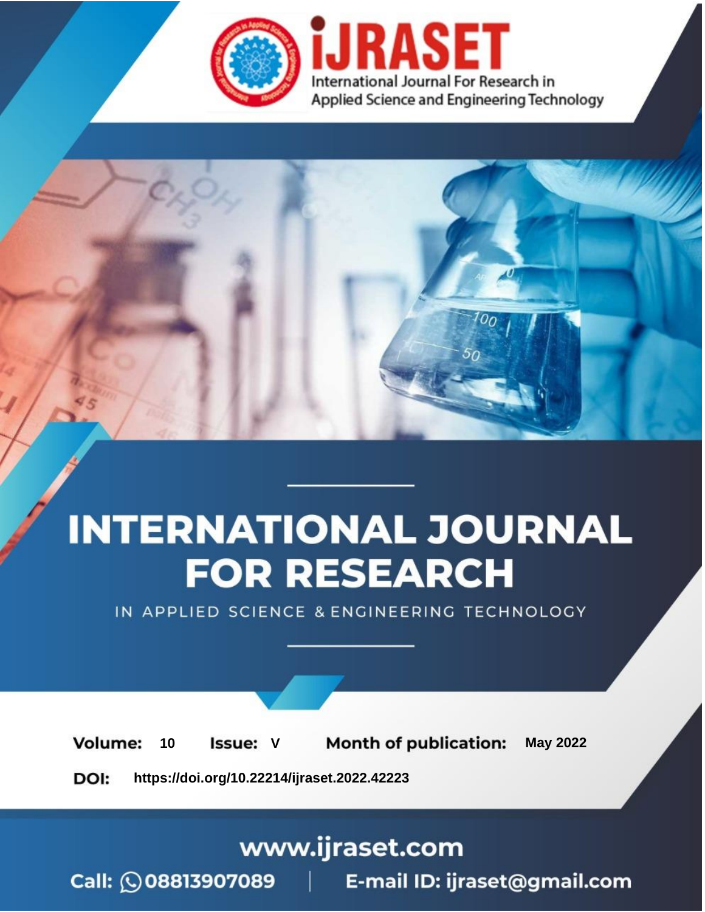# iJRASET

International Journal For Research in Applied Science and Engineering Technology

# INTERNATIONAL JOURNAL FOR RESEARCH

IN APPLIED SCIENCE & ENGINEERING TECHNOLOGY

**Volume:** 10 **Issue:** V **Month of publication:** May 2022

**DOI:** https://doi.org/10.22214/ijraset.2022.42223

www.ijraset.com

Call: 08813907089 | E-mail ID: ijraset@gmail.com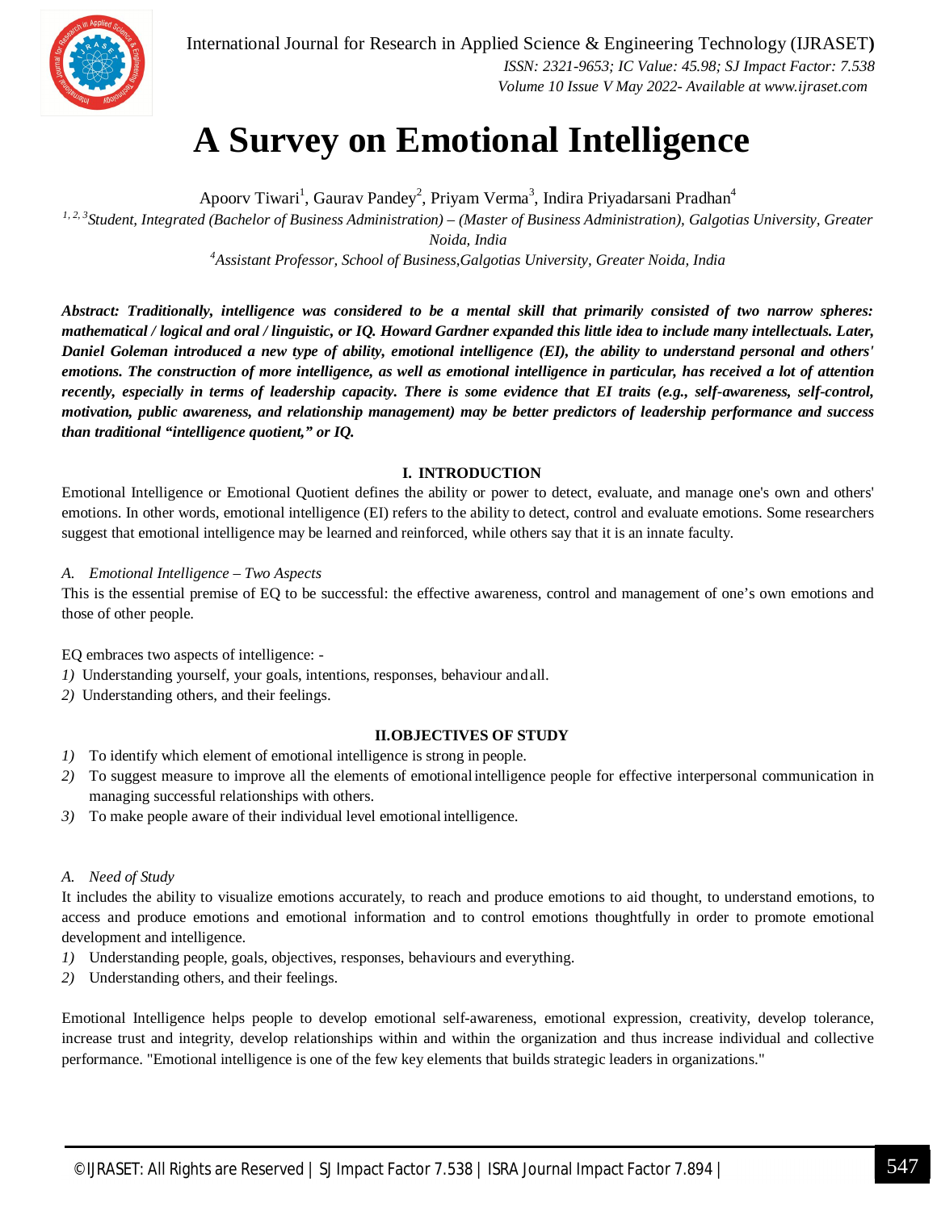# A Survey on Emotional Intelligence

Apoorv Tiwari[1], Gaurav Pandey[2], Priyam Verma[3], Indira Priyadarsani Pradhan[4]

[1, 2, 3]*Student, Integrated (Bachelor of Business Administration) – (Master of Business Administration), Galgotias University, Greater Noida, India*

[4]*Assistant Professor, School of Business,Galgotias University, Greater Noida, India*

***Abstract:** Traditionally, intelligence was considered to be a mental skill that primarily consisted of two narrow spheres: mathematical / logical and oral / linguistic, or IQ. Howard Gardner expanded this little idea to include many intellectuals. Later, Daniel Goleman introduced a new type of ability, emotional intelligence (EI), the ability to understand personal and others' emotions. The construction of more intelligence, as well as emotional intelligence in particular, has received a lot of attention recently, especially in terms of leadership capacity. There is some evidence that EI traits (e.g., self-awareness, self-control, motivation, public awareness, and relationship management) may be better predictors of leadership performance and success than traditional "intelligence quotient," or IQ.*

## I. INTRODUCTION

Emotional Intelligence or Emotional Quotient defines the ability or power to detect, evaluate, and manage one's own and others' emotions. In other words, emotional intelligence (EI) refers to the ability to detect, control and evaluate emotions. Some researchers suggest that emotional intelligence may be learned and reinforced, while others say that it is an innate faculty.

### *A. Emotional Intelligence – Two Aspects*

This is the essential premise of EQ to be successful: the effective awareness, control and management of one's own emotions and those of other people.

EQ embraces two aspects of intelligence: -

1) Understanding yourself, your goals, intentions, responses, behaviour and all.
2) Understanding others, and their feelings.

## II. OBJECTIVES OF STUDY

1) To identify which element of emotional intelligence is strong in people.
2) To suggest measure to improve all the elements of emotional intelligence people for effective interpersonal communication in managing successful relationships with others.
3) To make people aware of their individual level emotional intelligence.

### *A. Need of Study*

It includes the ability to visualize emotions accurately, to reach and produce emotions to aid thought, to understand emotions, to access and produce emotions and emotional information and to control emotions thoughtfully in order to promote emotional development and intelligence.

1) Understanding people, goals, objectives, responses, behaviours and everything.
2) Understanding others, and their feelings.

Emotional Intelligence helps people to develop emotional self-awareness, emotional expression, creativity, develop tolerance, increase trust and integrity, develop relationships within and within the organization and thus increase individual and collective performance. "Emotional intelligence is one of the few key elements that builds strategic leaders in organizations."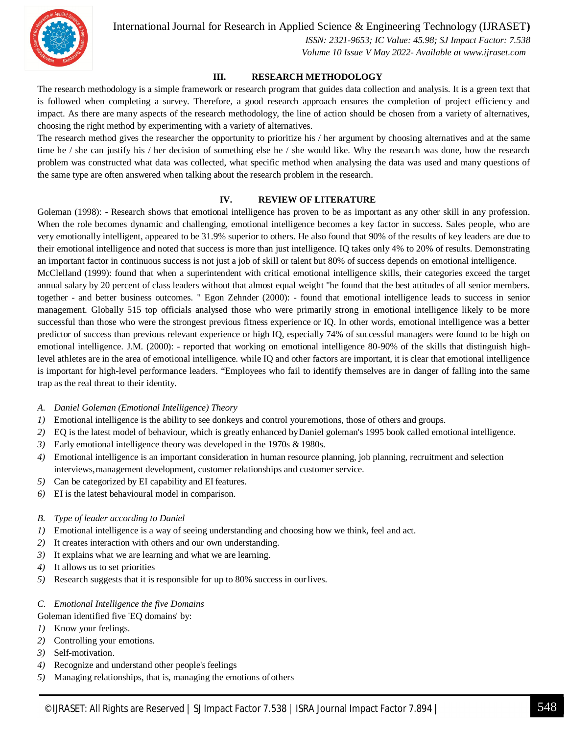## III. RESEARCH METHODOLOGY

The research methodology is a simple framework or research program that guides data collection and analysis. It is a green text that is followed when completing a survey. Therefore, a good research approach ensures the completion of project efficiency and impact. As there are many aspects of the research methodology, the line of action should be chosen from a variety of alternatives, choosing the right method by experimenting with a variety of alternatives.

The research method gives the researcher the opportunity to prioritize his / her argument by choosing alternatives and at the same time he / she can justify his / her decision of something else he / she would like. Why the research was done, how the research problem was constructed what data was collected, what specific method when analysing the data was used and many questions of the same type are often answered when talking about the research problem in the research.

## IV. REVIEW OF LITERATURE

Goleman (1998): - Research shows that emotional intelligence has proven to be as important as any other skill in any profession. When the role becomes dynamic and challenging, emotional intelligence becomes a key factor in success. Sales people, who are very emotionally intelligent, appeared to be 31.9% superior to others. He also found that 90% of the results of key leaders are due to their emotional intelligence and noted that success is more than just intelligence. IQ takes only 4% to 20% of results. Demonstrating an important factor in continuous success is not just a job of skill or talent but 80% of success depends on emotional intelligence.

McClelland (1999): found that when a superintendent with critical emotional intelligence skills, their categories exceed the target annual salary by 20 percent of class leaders without that almost equal weight "he found that the best attitudes of all senior members. together - and better business outcomes. " Egon Zehnder (2000): - found that emotional intelligence leads to success in senior management. Globally 515 top officials analysed those who were primarily strong in emotional intelligence likely to be more successful than those who were the strongest previous fitness experience or IQ. In other words, emotional intelligence was a better predictor of success than previous relevant experience or high IQ, especially 74% of successful managers were found to be high on emotional intelligence. J.M. (2000): - reported that working on emotional intelligence 80-90% of the skills that distinguish high-level athletes are in the area of emotional intelligence. while IQ and other factors are important, it is clear that emotional intelligence is important for high-level performance leaders. “Employees who fail to identify themselves are in danger of falling into the same trap as the real threat to their identity.

### A. Daniel Goleman (Emotional Intelligence) Theory

1) Emotional intelligence is the ability to see donkeys and control youremotions, those of others and groups.
2) EQ is the latest model of behaviour, which is greatly enhanced byDaniel goleman's 1995 book called emotional intelligence.
3) Early emotional intelligence theory was developed in the 1970s & 1980s.
4) Emotional intelligence is an important consideration in human resource planning, job planning, recruitment and selection interviews,management development, customer relationships and customer service.
5) Can be categorized by EI capability and EI features.
6) EI is the latest behavioural model in comparison.

### B. Type of leader according to Daniel

1) Emotional intelligence is a way of seeing understanding and choosing how we think, feel and act.
2) It creates interaction with others and our own understanding.
3) It explains what we are learning and what we are learning.
4) It allows us to set priorities
5) Research suggests that it is responsible for up to 80% success in our lives.

### C. Emotional Intelligence the five Domains

Goleman identified five 'EQ domains' by:

1) Know your feelings.
2) Controlling your emotions.
3) Self-motivation.
4) Recognize and understand other people's feelings
5) Managing relationships, that is, managing the emotions of others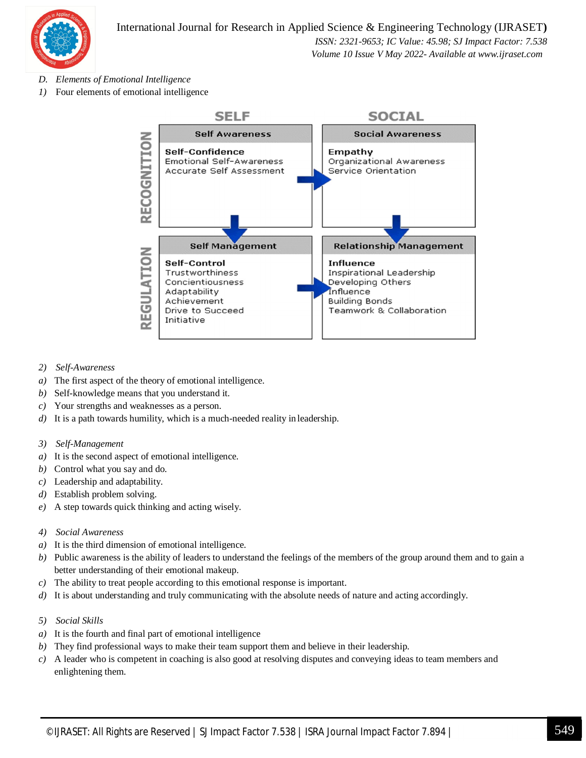*D. Elements of Emotional Intelligence*

*1)* Four elements of emotional intelligence

| | SELF | SOCIAL |
|---|---|---|
| RECOGNITION | **Self Awareness**<br>**Self-Confidence**<br>Emotional Self-Awareness<br>Accurate Self Assessment | **Social Awareness**<br>**Empathy**<br>Organizational Awareness<br>Service Orientation |
| REGULATION | **Self Management**<br>**Self-Control**<br>Trustworthiness<br>Concientiousness<br>Adaptability<br>Achievement<br>Drive to Succeed<br>Initiative | **Relationship Management**<br>**Influence**<br>Inspirational Leadership<br>Developing Others<br>Influence<br>Building Bonds<br>Teamwork & Collaboration |

*2) Self-Awareness*

*a)* The first aspect of the theory of emotional intelligence.

*b)* Self-knowledge means that you understand it.

*c)* Your strengths and weaknesses as a person.

*d)* It is a path towards humility, which is a much-needed reality in leadership.

*3) Self-Management*

*a)* It is the second aspect of emotional intelligence.

*b)* Control what you say and do.

*c)* Leadership and adaptability.

*d)* Establish problem solving.

*e)* A step towards quick thinking and acting wisely.

*4) Social Awareness*

*a)* It is the third dimension of emotional intelligence.

*b)* Public awareness is the ability of leaders to understand the feelings of the members of the group around them and to gain a better understanding of their emotional makeup.

*c)* The ability to treat people according to this emotional response is important.

*d)* It is about understanding and truly communicating with the absolute needs of nature and acting accordingly.

*5) Social Skills*

*a)* It is the fourth and final part of emotional intelligence

*b)* They find professional ways to make their team support them and believe in their leadership.

*c)* A leader who is competent in coaching is also good at resolving disputes and conveying ideas to team members and enlightening them.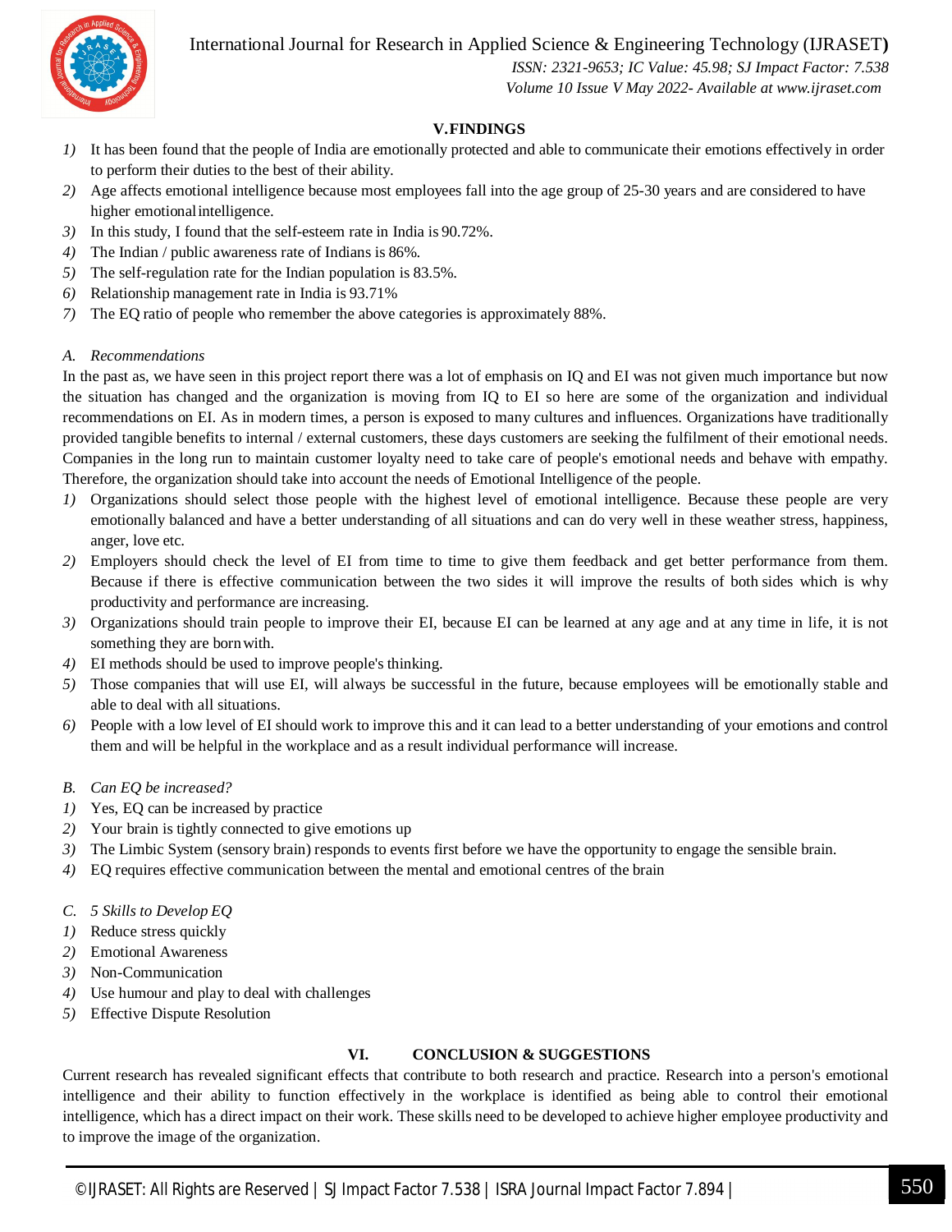## V. FINDINGS

1) It has been found that the people of India are emotionally protected and able to communicate their emotions effectively in order to perform their duties to the best of their ability.
2) Age affects emotional intelligence because most employees fall into the age group of 25-30 years and are considered to have higher emotional intelligence.
3) In this study, I found that the self-esteem rate in India is 90.72%.
4) The Indian / public awareness rate of Indians is 86%.
5) The self-regulation rate for the Indian population is 83.5%.
6) Relationship management rate in India is 93.71%
7) The EQ ratio of people who remember the above categories is approximately 88%.

### A. Recommendations

In the past as, we have seen in this project report there was a lot of emphasis on IQ and EI was not given much importance but now the situation has changed and the organization is moving from IQ to EI so here are some of the organization and individual recommendations on EI. As in modern times, a person is exposed to many cultures and influences. Organizations have traditionally provided tangible benefits to internal / external customers, these days customers are seeking the fulfilment of their emotional needs. Companies in the long run to maintain customer loyalty need to take care of people's emotional needs and behave with empathy. Therefore, the organization should take into account the needs of Emotional Intelligence of the people.

1) Organizations should select those people with the highest level of emotional intelligence. Because these people are very emotionally balanced and have a better understanding of all situations and can do very well in these weather stress, happiness, anger, love etc.
2) Employers should check the level of EI from time to time to give them feedback and get better performance from them. Because if there is effective communication between the two sides it will improve the results of both sides which is why productivity and performance are increasing.
3) Organizations should train people to improve their EI, because EI can be learned at any age and at any time in life, it is not something they are born with.
4) EI methods should be used to improve people's thinking.
5) Those companies that will use EI, will always be successful in the future, because employees will be emotionally stable and able to deal with all situations.
6) People with a low level of EI should work to improve this and it can lead to a better understanding of your emotions and control them and will be helpful in the workplace and as a result individual performance will increase.

### B. Can EQ be increased?

1) Yes, EQ can be increased by practice
2) Your brain is tightly connected to give emotions up
3) The Limbic System (sensory brain) responds to events first before we have the opportunity to engage the sensible brain.
4) EQ requires effective communication between the mental and emotional centres of the brain

### C. 5 Skills to Develop EQ

1) Reduce stress quickly
2) Emotional Awareness
3) Non-Communication
4) Use humour and play to deal with challenges
5) Effective Dispute Resolution

## VI. CONCLUSION & SUGGESTIONS

Current research has revealed significant effects that contribute to both research and practice. Research into a person's emotional intelligence and their ability to function effectively in the workplace is identified as being able to control their emotional intelligence, which has a direct impact on their work. These skills need to be developed to achieve higher employee productivity and to improve the image of the organization.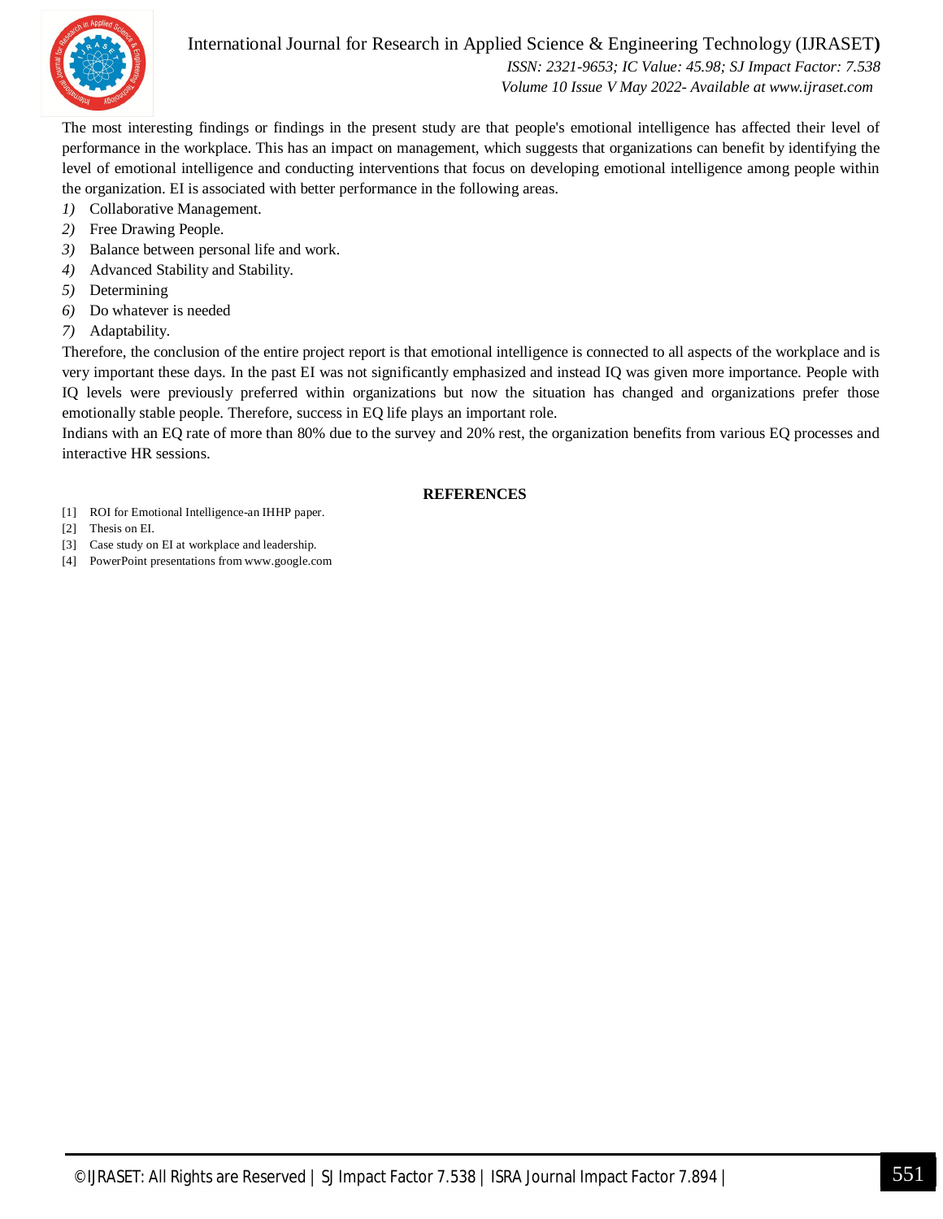The most interesting findings or findings in the present study are that people's emotional intelligence has affected their level of performance in the workplace. This has an impact on management, which suggests that organizations can benefit by identifying the level of emotional intelligence and conducting interventions that focus on developing emotional intelligence among people within the organization. EI is associated with better performance in the following areas.

1) Collaborative Management.
2) Free Drawing People.
3) Balance between personal life and work.
4) Advanced Stability and Stability.
5) Determining
6) Do whatever is needed
7) Adaptability.

Therefore, the conclusion of the entire project report is that emotional intelligence is connected to all aspects of the workplace and is very important these days. In the past EI was not significantly emphasized and instead IQ was given more importance. People with IQ levels were previously preferred within organizations but now the situation has changed and organizations prefer those emotionally stable people. Therefore, success in EQ life plays an important role.

Indians with an EQ rate of more than 80% due to the survey and 20% rest, the organization benefits from various EQ processes and interactive HR sessions.

## REFERENCES

[1] ROI for Emotional Intelligence-an IHHP paper.

[2] Thesis on EI.

[3] Case study on EI at workplace and leadership.

[4] PowerPoint presentations from www.google.com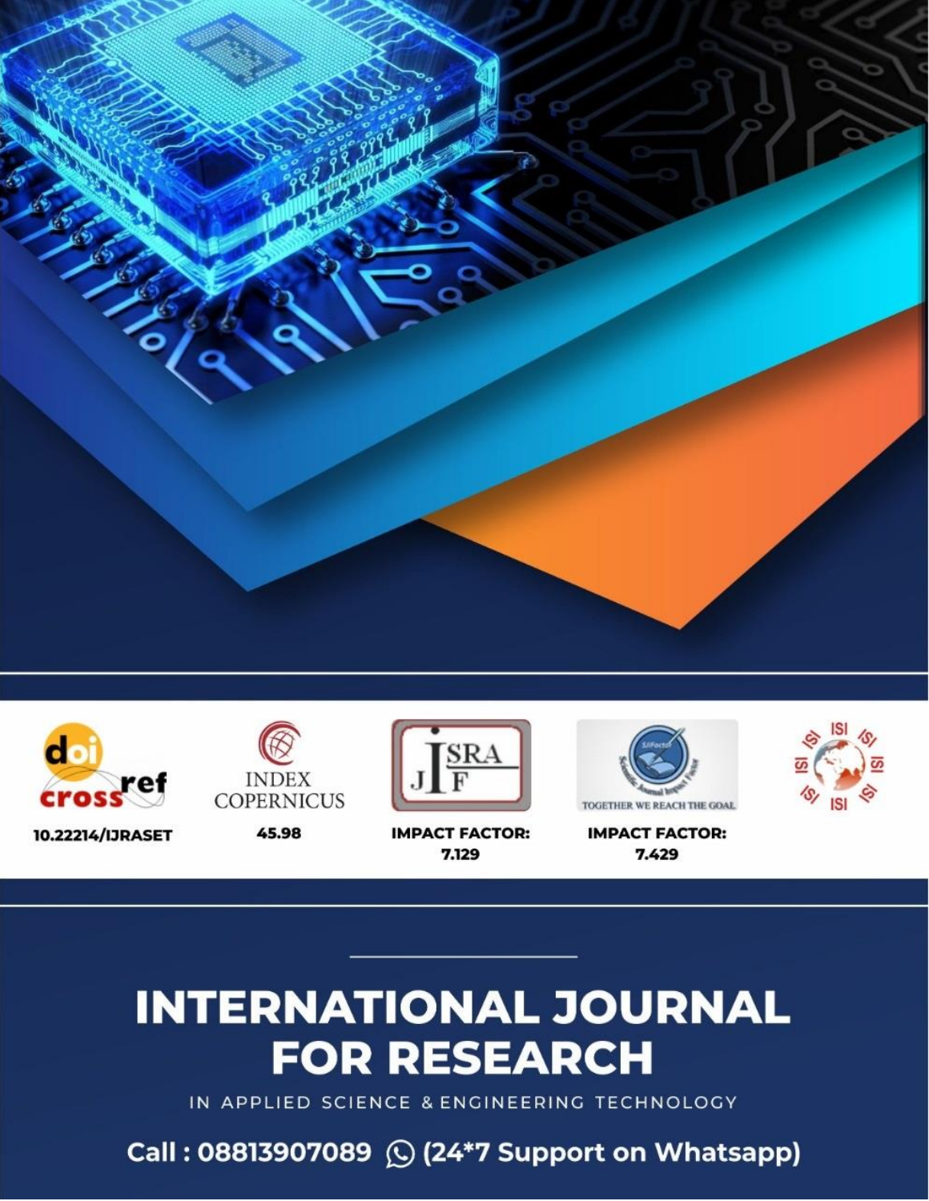10.22214/IJRASET

45.98

IMPACT FACTOR: 7.129

IMPACT FACTOR: 7.429

# INTERNATIONAL JOURNAL FOR RESEARCH

IN APPLIED SCIENCE & ENGINEERING TECHNOLOGY

Call : 08813907089 (24*7 Support on Whatsapp)